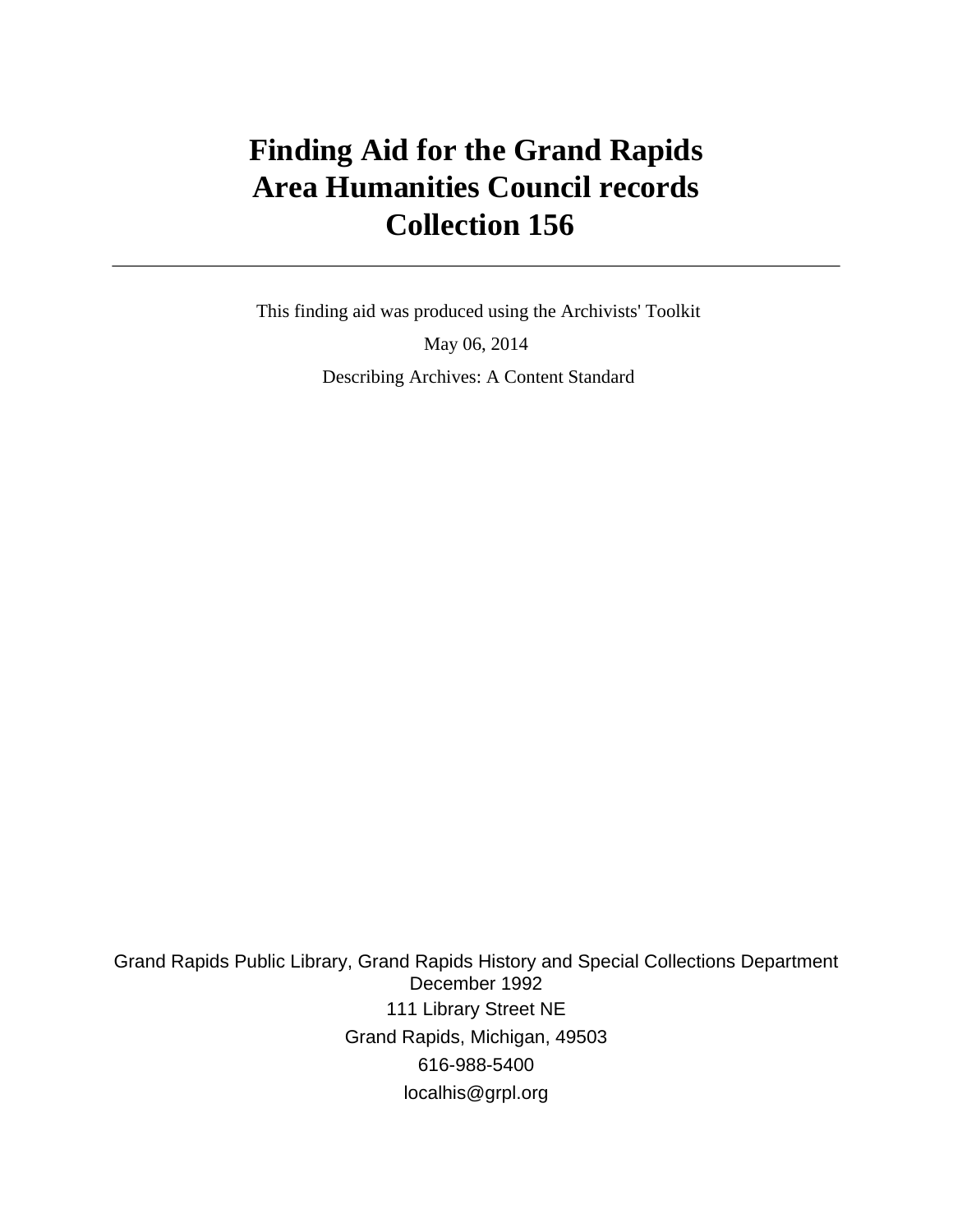# Finding Aid for the Grand Rapids Area Humanities Council records Collection 156

---

This finding aid was produced using the Archivists' Toolkit

May 06, 2014

Describing Archives: A Content Standard

Grand Rapids Public Library, Grand Rapids History and Special Collections Department
December 1992

111 Library Street NE

Grand Rapids, Michigan, 49503

616-988-5400

localhis@grpl.org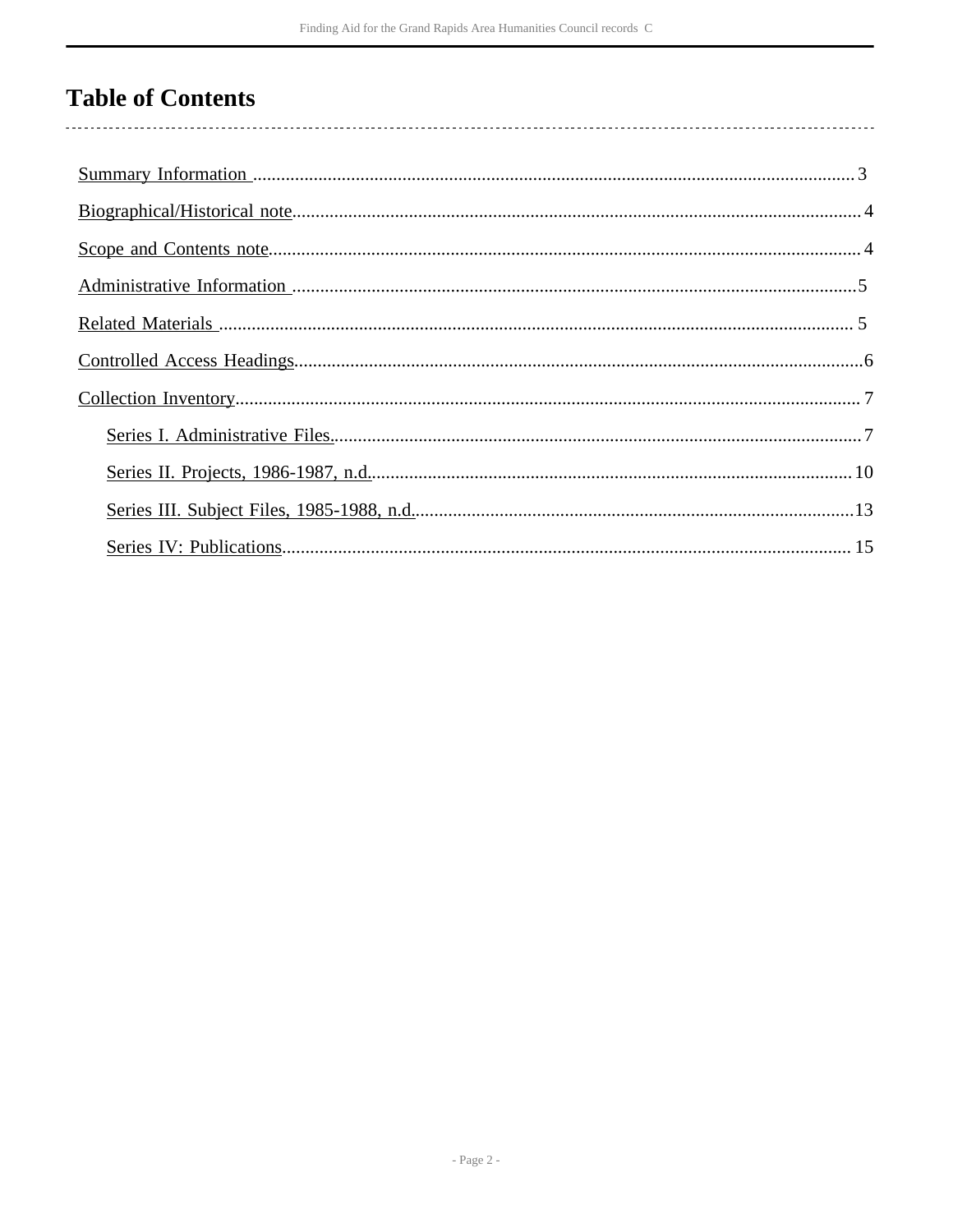# Table of Contents

- Summary Information .......... 3
- Biographical/Historical note .......... 4
- Scope and Contents note .......... 4
- Administrative Information .......... 5
- Related Materials .......... 5
- Controlled Access Headings .......... 6
- Collection Inventory .......... 7
  - Series I. Administrative Files. .......... 7
  - Series II. Projects, 1986-1987, n.d. .......... 10
  - Series III. Subject Files, 1985-1988, n.d. .......... 13
  - Series IV: Publications .......... 15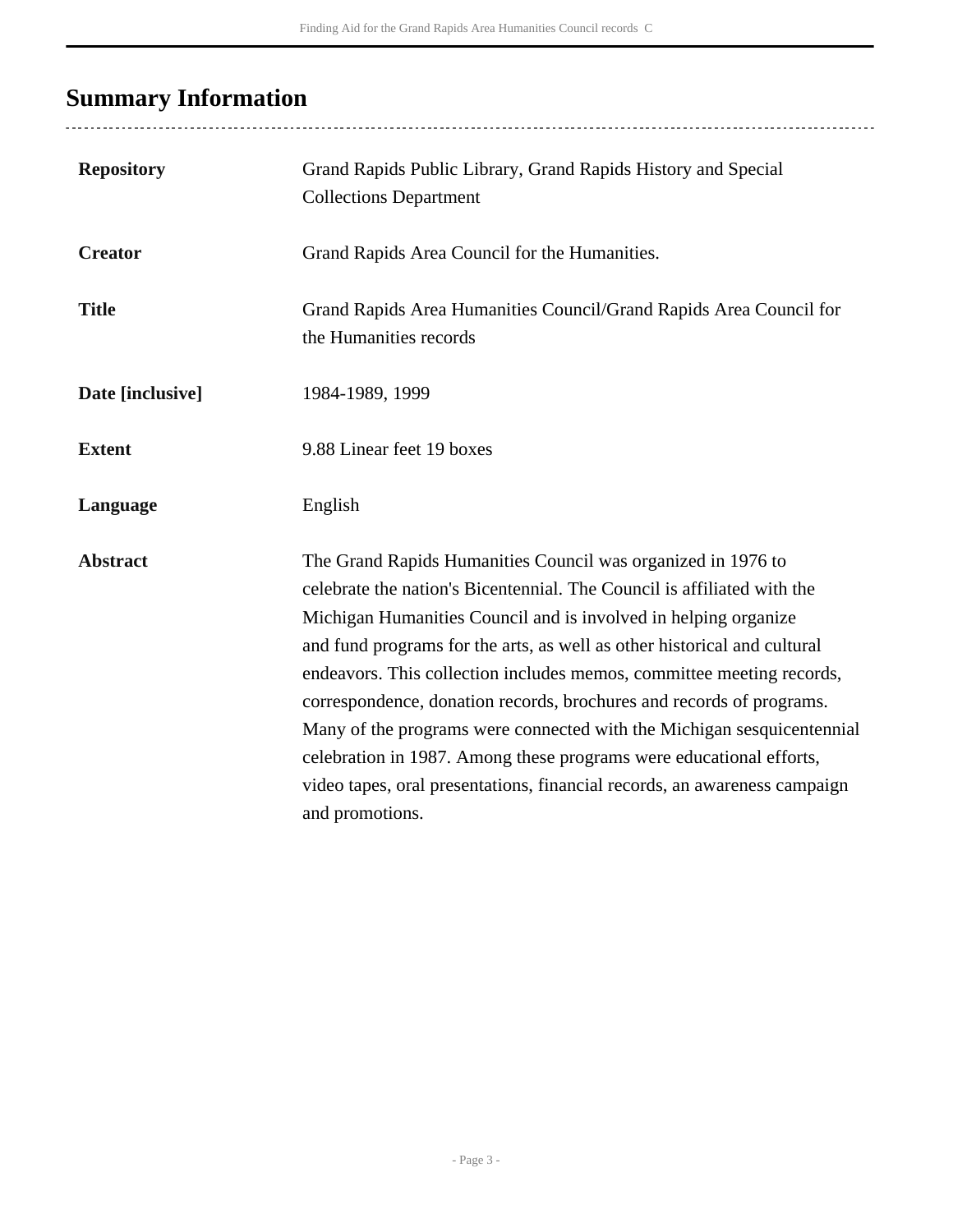## Summary Information

| | |
|---|---|
| **Repository** | Grand Rapids Public Library, Grand Rapids History and Special Collections Department |
| **Creator** | Grand Rapids Area Council for the Humanities. |
| **Title** | Grand Rapids Area Humanities Council/Grand Rapids Area Council for the Humanities records |
| **Date [inclusive]** | 1984-1989, 1999 |
| **Extent** | 9.88 Linear feet 19 boxes |
| **Language** | English |
| **Abstract** | The Grand Rapids Humanities Council was organized in 1976 to celebrate the nation's Bicentennial. The Council is affiliated with the Michigan Humanities Council and is involved in helping organize and fund programs for the arts, as well as other historical and cultural endeavors. This collection includes memos, committee meeting records, correspondence, donation records, brochures and records of programs. Many of the programs were connected with the Michigan sesquicentennial celebration in 1987. Among these programs were educational efforts, video tapes, oral presentations, financial records, an awareness campaign and promotions. |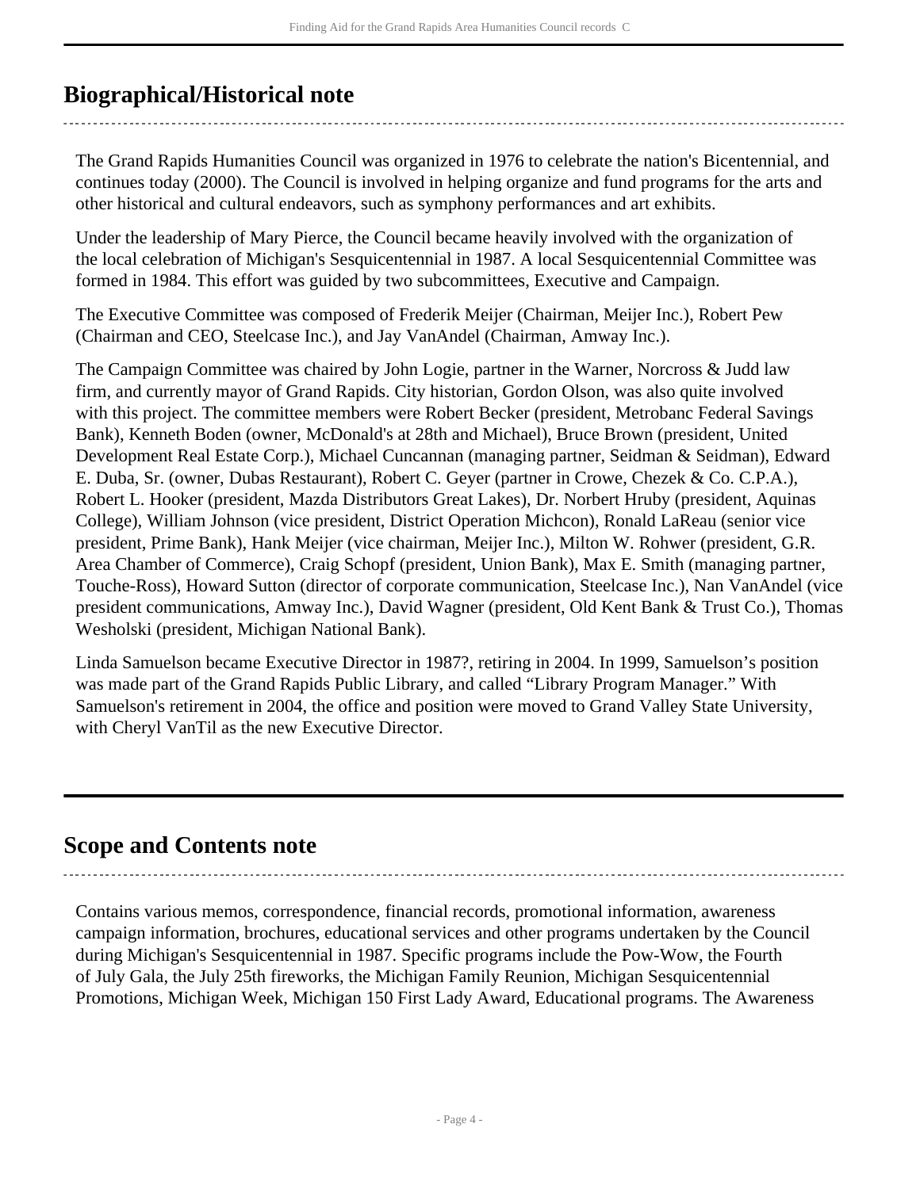## Biographical/Historical note

The Grand Rapids Humanities Council was organized in 1976 to celebrate the nation's Bicentennial, and continues today (2000). The Council is involved in helping organize and fund programs for the arts and other historical and cultural endeavors, such as symphony performances and art exhibits.

Under the leadership of Mary Pierce, the Council became heavily involved with the organization of the local celebration of Michigan's Sesquicentennial in 1987. A local Sesquicentennial Committee was formed in 1984. This effort was guided by two subcommittees, Executive and Campaign.

The Executive Committee was composed of Frederik Meijer (Chairman, Meijer Inc.), Robert Pew (Chairman and CEO, Steelcase Inc.), and Jay VanAndel (Chairman, Amway Inc.).

The Campaign Committee was chaired by John Logie, partner in the Warner, Norcross & Judd law firm, and currently mayor of Grand Rapids. City historian, Gordon Olson, was also quite involved with this project. The committee members were Robert Becker (president, Metrobanc Federal Savings Bank), Kenneth Boden (owner, McDonald's at 28th and Michael), Bruce Brown (president, United Development Real Estate Corp.), Michael Cuncannan (managing partner, Seidman & Seidman), Edward E. Duba, Sr. (owner, Dubas Restaurant), Robert C. Geyer (partner in Crowe, Chezek & Co. C.P.A.), Robert L. Hooker (president, Mazda Distributors Great Lakes), Dr. Norbert Hruby (president, Aquinas College), William Johnson (vice president, District Operation Michcon), Ronald LaReau (senior vice president, Prime Bank), Hank Meijer (vice chairman, Meijer Inc.), Milton W. Rohwer (president, G.R. Area Chamber of Commerce), Craig Schopf (president, Union Bank), Max E. Smith (managing partner, Touche-Ross), Howard Sutton (director of corporate communication, Steelcase Inc.), Nan VanAndel (vice president communications, Amway Inc.), David Wagner (president, Old Kent Bank & Trust Co.), Thomas Wesholski (president, Michigan National Bank).

Linda Samuelson became Executive Director in 1987?, retiring in 2004. In 1999, Samuelson's position was made part of the Grand Rapids Public Library, and called "Library Program Manager." With Samuelson's retirement in 2004, the office and position were moved to Grand Valley State University, with Cheryl VanTil as the new Executive Director.

## Scope and Contents note

Contains various memos, correspondence, financial records, promotional information, awareness campaign information, brochures, educational services and other programs undertaken by the Council during Michigan's Sesquicentennial in 1987. Specific programs include the Pow-Wow, the Fourth of July Gala, the July 25th fireworks, the Michigan Family Reunion, Michigan Sesquicentennial Promotions, Michigan Week, Michigan 150 First Lady Award, Educational programs. The Awareness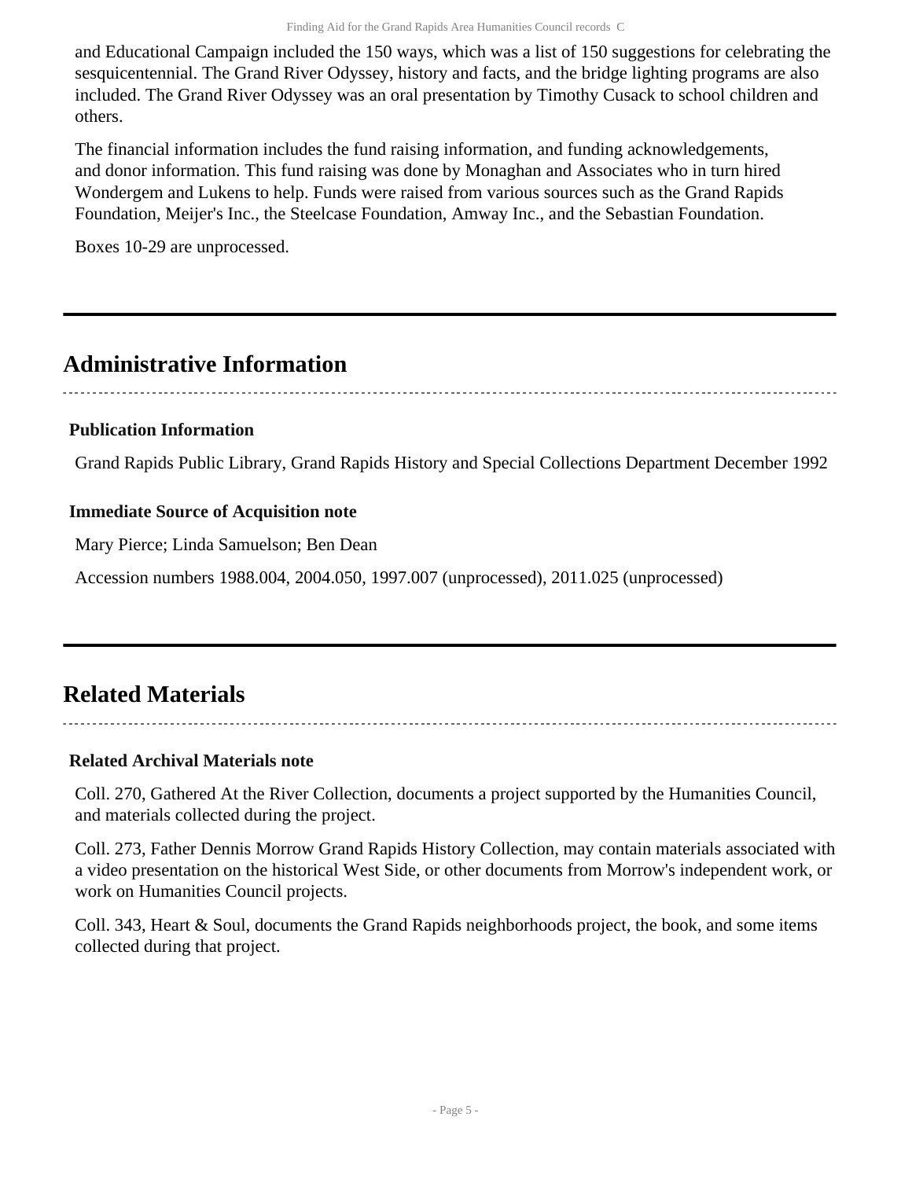and Educational Campaign included the 150 ways, which was a list of 150 suggestions for celebrating the sesquicentennial. The Grand River Odyssey, history and facts, and the bridge lighting programs are also included. The Grand River Odyssey was an oral presentation by Timothy Cusack to school children and others.

The financial information includes the fund raising information, and funding acknowledgements, and donor information. This fund raising was done by Monaghan and Associates who in turn hired Wondergem and Lukens to help. Funds were raised from various sources such as the Grand Rapids Foundation, Meijer's Inc., the Steelcase Foundation, Amway Inc., and the Sebastian Foundation.

Boxes 10-29 are unprocessed.

## Administrative Information

### Publication Information

Grand Rapids Public Library, Grand Rapids History and Special Collections Department December 1992

### Immediate Source of Acquisition note

Mary Pierce; Linda Samuelson; Ben Dean

Accession numbers 1988.004, 2004.050, 1997.007 (unprocessed), 2011.025 (unprocessed)

## Related Materials

### Related Archival Materials note

Coll. 270, Gathered At the River Collection, documents a project supported by the Humanities Council, and materials collected during the project.

Coll. 273, Father Dennis Morrow Grand Rapids History Collection, may contain materials associated with a video presentation on the historical West Side, or other documents from Morrow's independent work, or work on Humanities Council projects.

Coll. 343, Heart & Soul, documents the Grand Rapids neighborhoods project, the book, and some items collected during that project.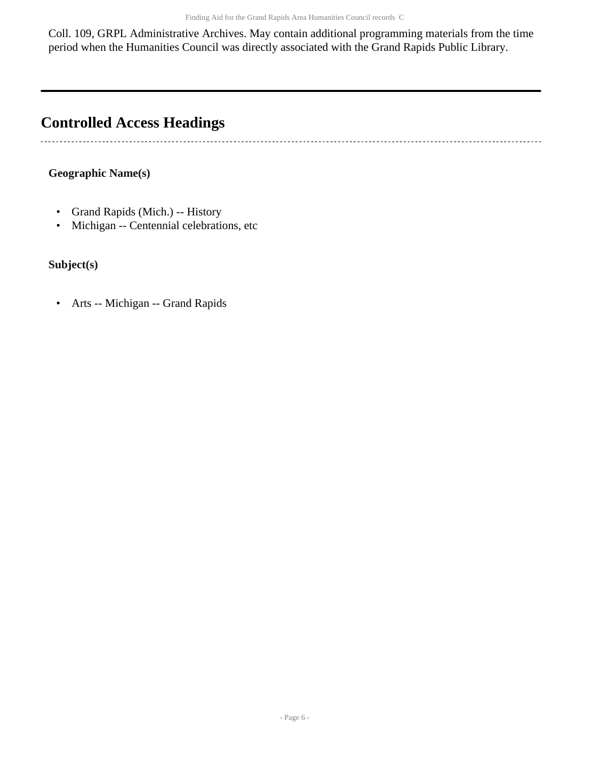Coll. 109, GRPL Administrative Archives. May contain additional programming materials from the time period when the Humanities Council was directly associated with the Grand Rapids Public Library.

---

## Controlled Access Headings

### Geographic Name(s)

- Grand Rapids (Mich.) -- History
- Michigan -- Centennial celebrations, etc

### Subject(s)

- Arts -- Michigan -- Grand Rapids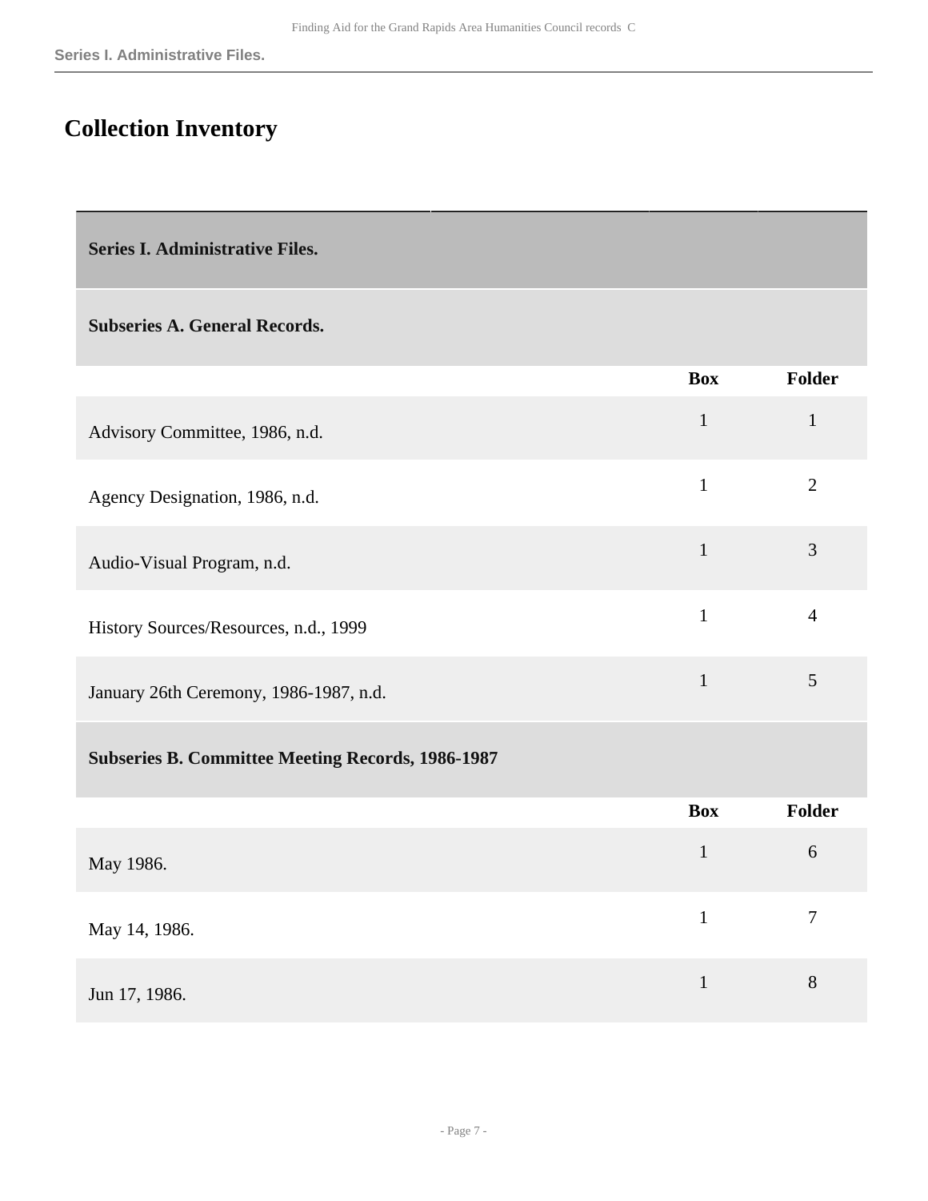## Collection Inventory

### Series I. Administrative Files.

#### Subseries A. General Records.

| | Box | Folder |
|---|---|---|
| Advisory Committee, 1986, n.d. | 1 | 1 |
| Agency Designation, 1986, n.d. | 1 | 2 |
| Audio-Visual Program, n.d. | 1 | 3 |
| History Sources/Resources, n.d., 1999 | 1 | 4 |
| January 26th Ceremony, 1986-1987, n.d. | 1 | 5 |

#### Subseries B. Committee Meeting Records, 1986-1987

| | Box | Folder |
|---|---|---|
| May 1986. | 1 | 6 |
| May 14, 1986. | 1 | 7 |
| Jun 17, 1986. | 1 | 8 |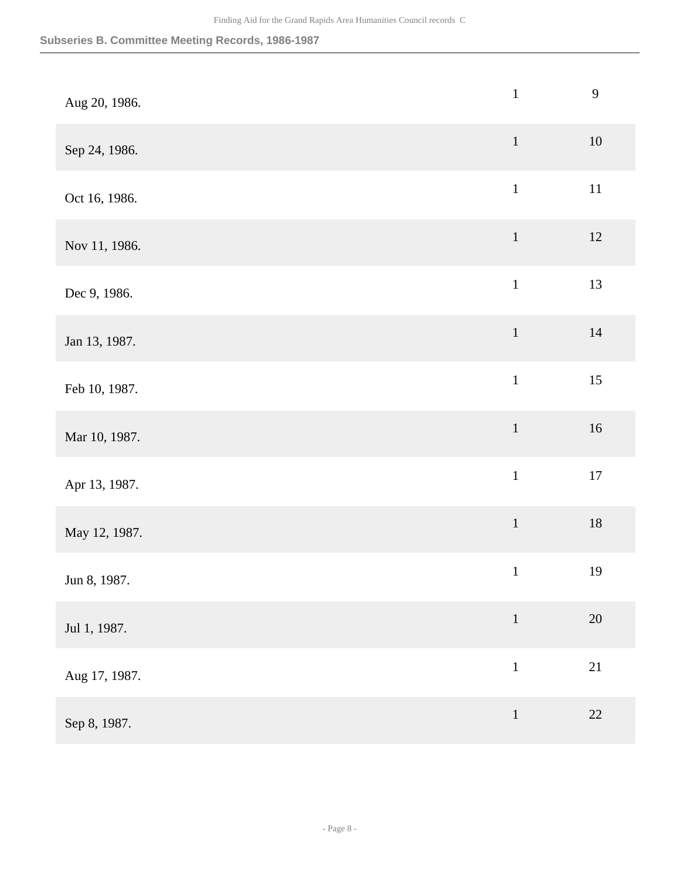| | | |
|---|---|---|
| Aug 20, 1986. | 1 | 9 |
| Sep 24, 1986. | 1 | 10 |
| Oct 16, 1986. | 1 | 11 |
| Nov 11, 1986. | 1 | 12 |
| Dec 9, 1986. | 1 | 13 |
| Jan 13, 1987. | 1 | 14 |
| Feb 10, 1987. | 1 | 15 |
| Mar 10, 1987. | 1 | 16 |
| Apr 13, 1987. | 1 | 17 |
| May 12, 1987. | 1 | 18 |
| Jun 8, 1987. | 1 | 19 |
| Jul 1, 1987. | 1 | 20 |
| Aug 17, 1987. | 1 | 21 |
| Sep 8, 1987. | 1 | 22 |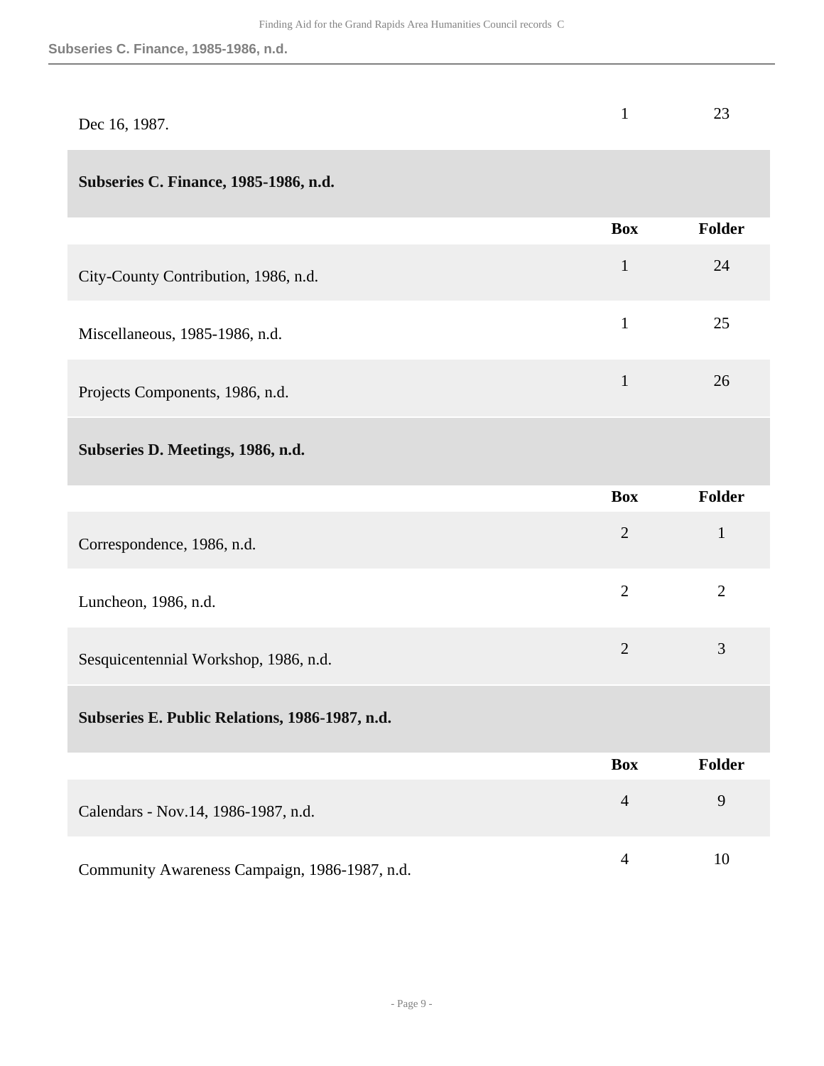| | Box | Folder |
|---|---|---|
| Dec 16, 1987. | 1 | 23 |

### Subseries C. Finance, 1985-1986, n.d.

| | Box | Folder |
|---|---|---|
| City-County Contribution, 1986, n.d. | 1 | 24 |
| Miscellaneous, 1985-1986, n.d. | 1 | 25 |
| Projects Components, 1986, n.d. | 1 | 26 |

### Subseries D. Meetings, 1986, n.d.

| | Box | Folder |
|---|---|---|
| Correspondence, 1986, n.d. | 2 | 1 |
| Luncheon, 1986, n.d. | 2 | 2 |
| Sesquicentennial Workshop, 1986, n.d. | 2 | 3 |

### Subseries E. Public Relations, 1986-1987, n.d.

| | Box | Folder |
|---|---|---|
| Calendars - Nov.14, 1986-1987, n.d. | 4 | 9 |
| Community Awareness Campaign, 1986-1987, n.d. | 4 | 10 |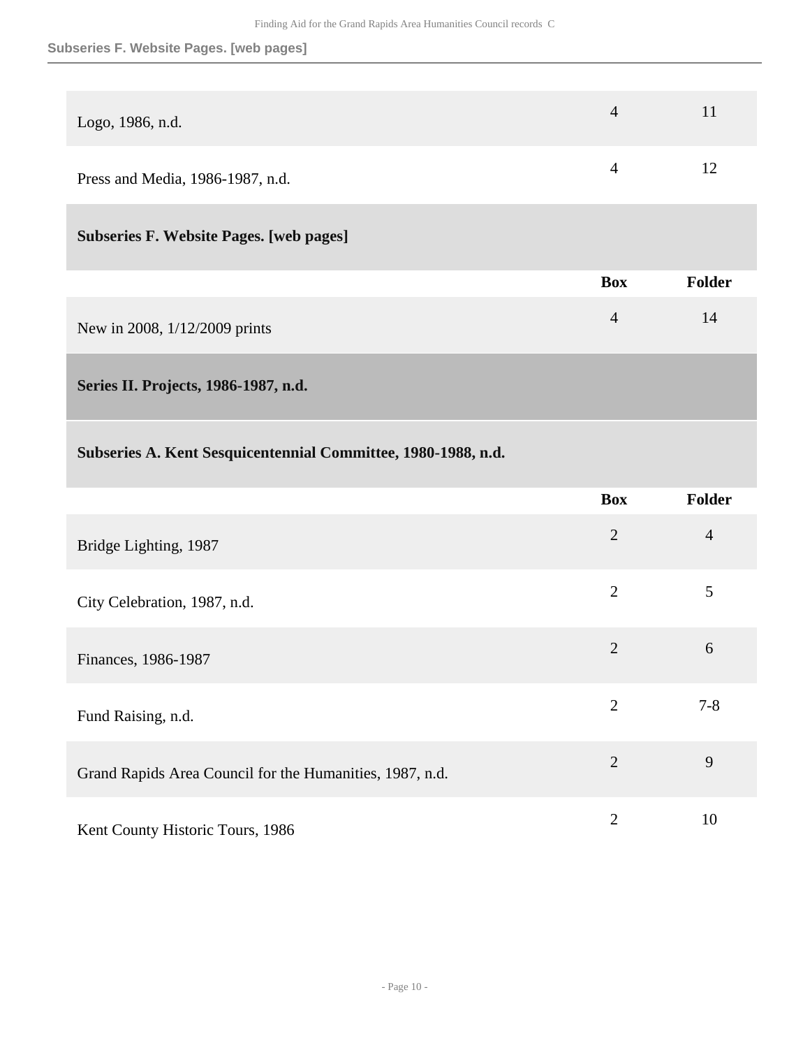| | Box | Folder |
|---|---|---|
| Logo, 1986, n.d. | 4 | 11 |
| Press and Media, 1986-1987, n.d. | 4 | 12 |

### Subseries F. Website Pages. [web pages]

| | Box | Folder |
|---|---|---|
| New in 2008, 1/12/2009 prints | 4 | 14 |

## Series II. Projects, 1986-1987, n.d.

### Subseries A. Kent Sesquicentennial Committee, 1980-1988, n.d.

| | Box | Folder |
|---|---|---|
| Bridge Lighting, 1987 | 2 | 4 |
| City Celebration, 1987, n.d. | 2 | 5 |
| Finances, 1986-1987 | 2 | 6 |
| Fund Raising, n.d. | 2 | 7-8 |
| Grand Rapids Area Council for the Humanities, 1987, n.d. | 2 | 9 |
| Kent County Historic Tours, 1986 | 2 | 10 |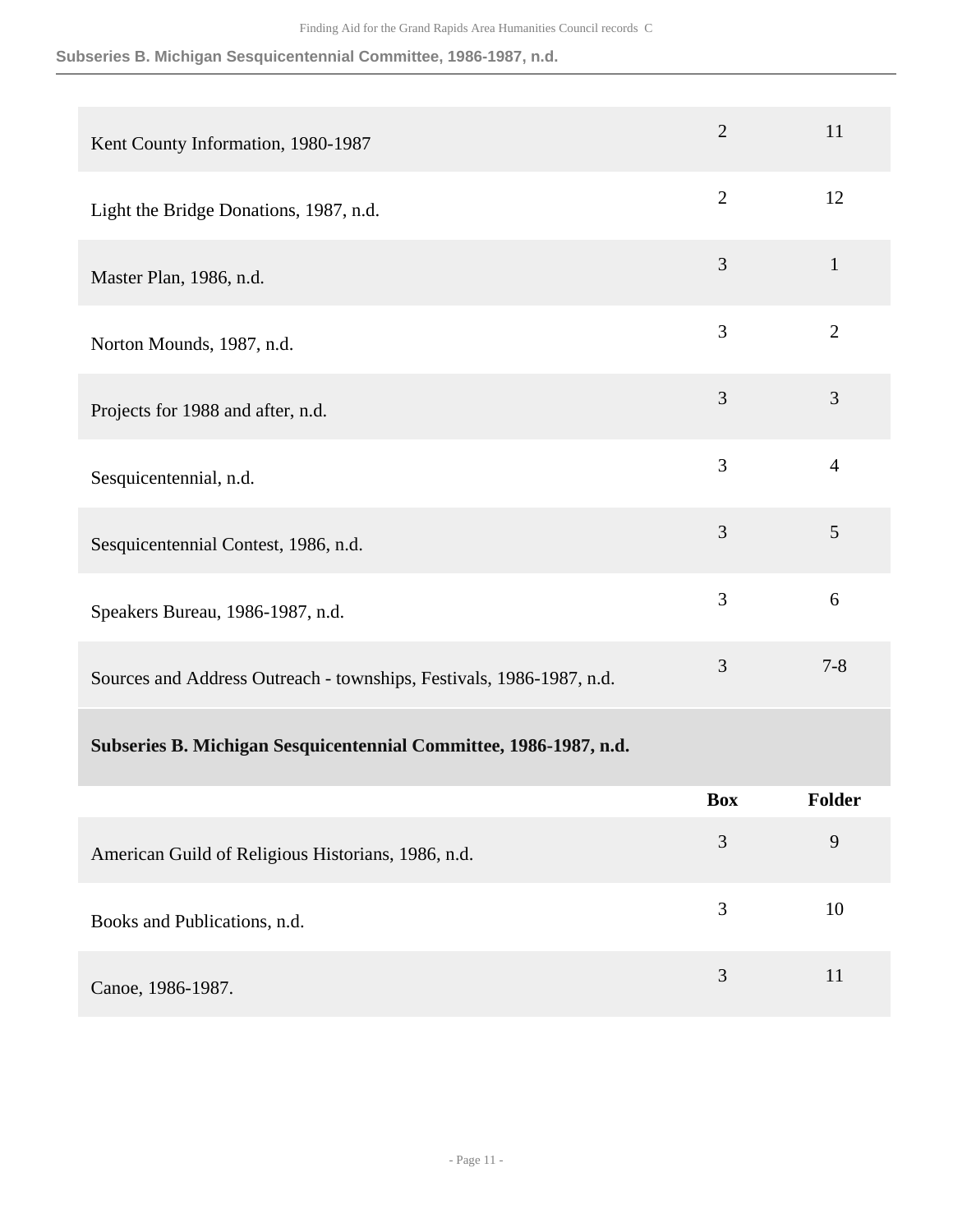| | | |
|---|---|---|
| Kent County Information, 1980-1987 | 2 | 11 |
| Light the Bridge Donations, 1987, n.d. | 2 | 12 |
| Master Plan, 1986, n.d. | 3 | 1 |
| Norton Mounds, 1987, n.d. | 3 | 2 |
| Projects for 1988 and after, n.d. | 3 | 3 |
| Sesquicentennial, n.d. | 3 | 4 |
| Sesquicentennial Contest, 1986, n.d. | 3 | 5 |
| Speakers Bureau, 1986-1987, n.d. | 3 | 6 |
| Sources and Address Outreach - townships, Festivals, 1986-1987, n.d. | 3 | 7-8 |

### Subseries B. Michigan Sesquicentennial Committee, 1986-1987, n.d.

| | Box | Folder |
|---|---|---|
| American Guild of Religious Historians, 1986, n.d. | 3 | 9 |
| Books and Publications, n.d. | 3 | 10 |
| Canoe, 1986-1987. | 3 | 11 |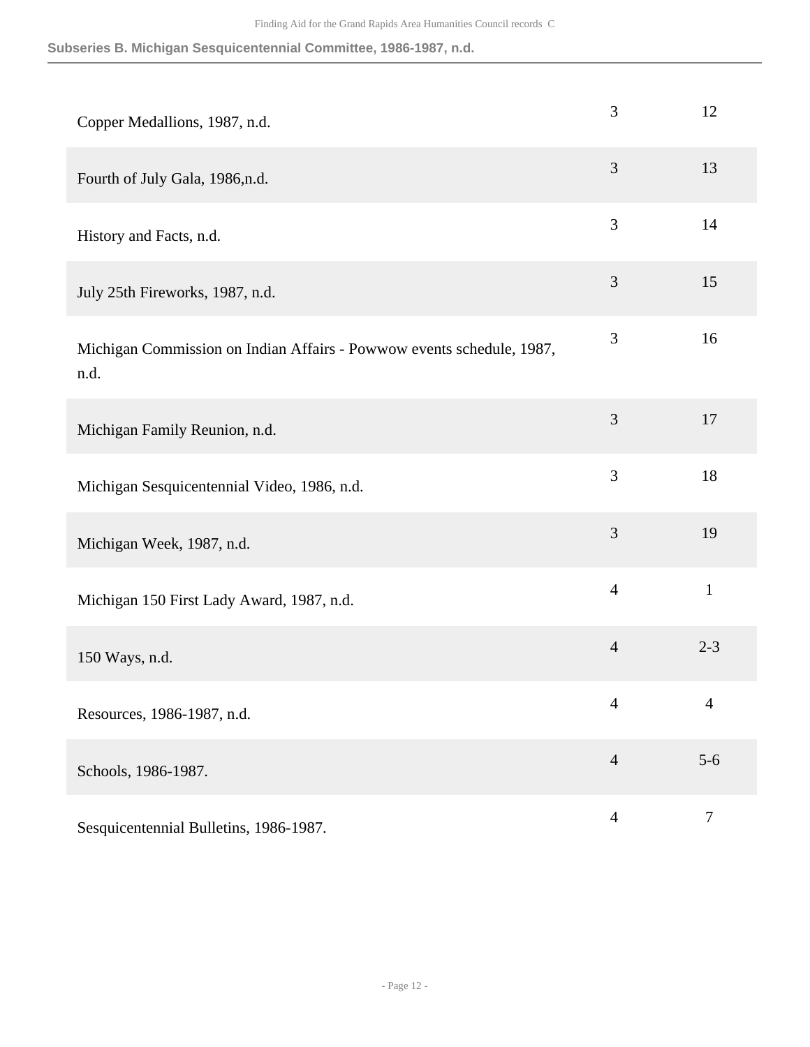### Subseries B. Michigan Sesquicentennial Committee, 1986-1987, n.d.

| | | |
|---|---|---|
| Copper Medallions, 1987, n.d. | 3 | 12 |
| Fourth of July Gala, 1986,n.d. | 3 | 13 |
| History and Facts, n.d. | 3 | 14 |
| July 25th Fireworks, 1987, n.d. | 3 | 15 |
| Michigan Commission on Indian Affairs - Powwow events schedule, 1987, n.d. | 3 | 16 |
| Michigan Family Reunion, n.d. | 3 | 17 |
| Michigan Sesquicentennial Video, 1986, n.d. | 3 | 18 |
| Michigan Week, 1987, n.d. | 3 | 19 |
| Michigan 150 First Lady Award, 1987, n.d. | 4 | 1 |
| 150 Ways, n.d. | 4 | 2-3 |
| Resources, 1986-1987, n.d. | 4 | 4 |
| Schools, 1986-1987. | 4 | 5-6 |
| Sesquicentennial Bulletins, 1986-1987. | 4 | 7 |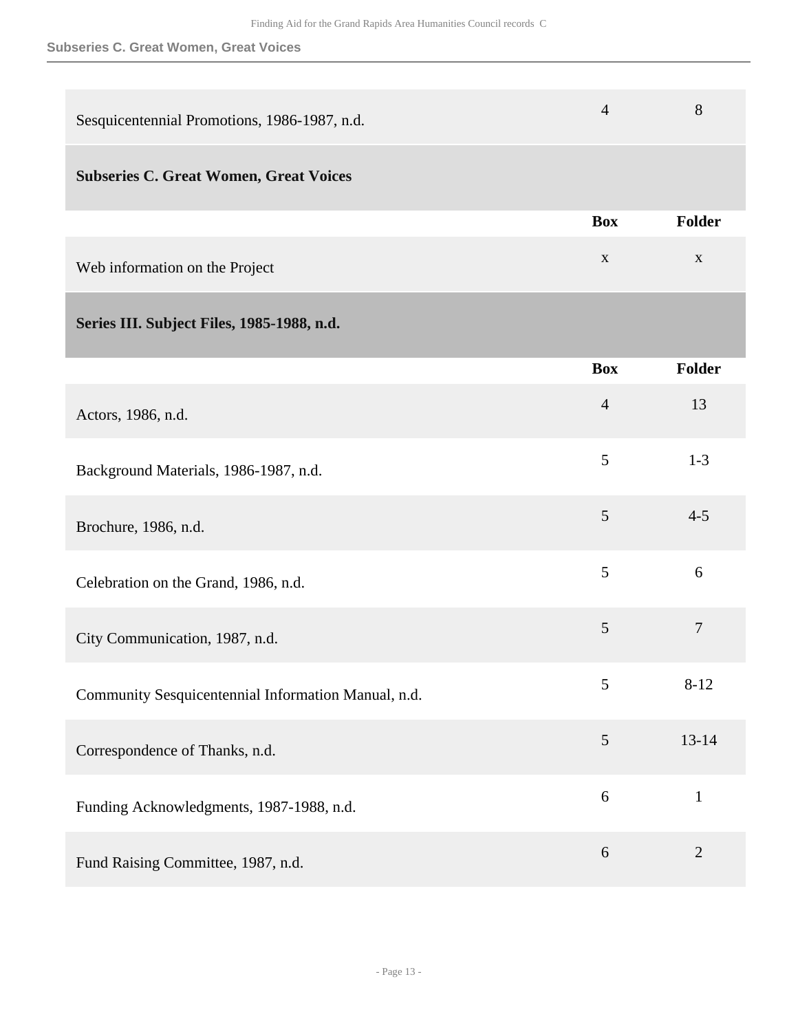| | Box | Folder |
|---|---|---|
| Sesquicentennial Promotions, 1986-1987, n.d. | 4 | 8 |

### Subseries C. Great Women, Great Voices

| | Box | Folder |
|---|---|---|
| Web information on the Project | x | x |

## Series III. Subject Files, 1985-1988, n.d.

| | Box | Folder |
|---|---|---|
| Actors, 1986, n.d. | 4 | 13 |
| Background Materials, 1986-1987, n.d. | 5 | 1-3 |
| Brochure, 1986, n.d. | 5 | 4-5 |
| Celebration on the Grand, 1986, n.d. | 5 | 6 |
| City Communication, 1987, n.d. | 5 | 7 |
| Community Sesquicentennial Information Manual, n.d. | 5 | 8-12 |
| Correspondence of Thanks, n.d. | 5 | 13-14 |
| Funding Acknowledgments, 1987-1988, n.d. | 6 | 1 |
| Fund Raising Committee, 1987, n.d. | 6 | 2 |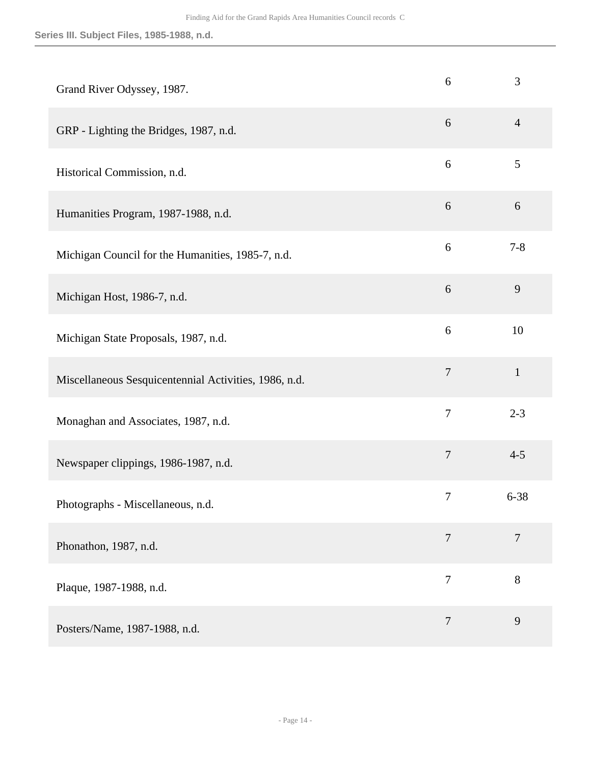| | Box | Folder |
|---|---|---|
| Grand River Odyssey, 1987. | 6 | 3 |
| GRP - Lighting the Bridges, 1987, n.d. | 6 | 4 |
| Historical Commission, n.d. | 6 | 5 |
| Humanities Program, 1987-1988, n.d. | 6 | 6 |
| Michigan Council for the Humanities, 1985-7, n.d. | 6 | 7-8 |
| Michigan Host, 1986-7, n.d. | 6 | 9 |
| Michigan State Proposals, 1987, n.d. | 6 | 10 |
| Miscellaneous Sesquicentennial Activities, 1986, n.d. | 7 | 1 |
| Monaghan and Associates, 1987, n.d. | 7 | 2-3 |
| Newspaper clippings, 1986-1987, n.d. | 7 | 4-5 |
| Photographs - Miscellaneous, n.d. | 7 | 6-38 |
| Phonathon, 1987, n.d. | 7 | 7 |
| Plaque, 1987-1988, n.d. | 7 | 8 |
| Posters/Name, 1987-1988, n.d. | 7 | 9 |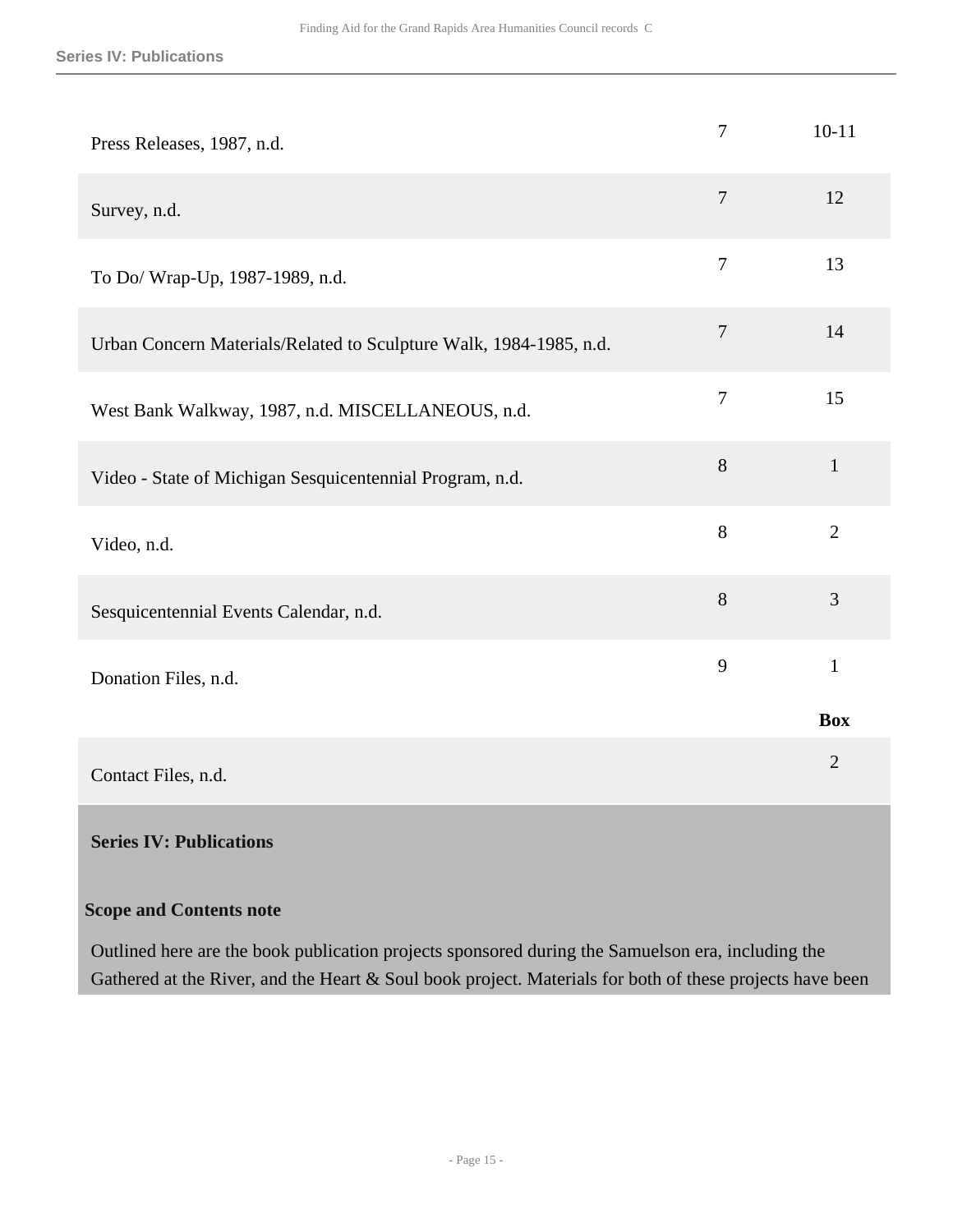| | | |
|---|---|---|
| Press Releases, 1987, n.d. | 7 | 10-11 |
| Survey, n.d. | 7 | 12 |
| To Do/ Wrap-Up, 1987-1989, n.d. | 7 | 13 |
| Urban Concern Materials/Related to Sculpture Walk, 1984-1985, n.d. | 7 | 14 |
| West Bank Walkway, 1987, n.d. MISCELLANEOUS, n.d. | 7 | 15 |
| Video - State of Michigan Sesquicentennial Program, n.d. | 8 | 1 |
| Video, n.d. | 8 | 2 |
| Sesquicentennial Events Calendar, n.d. | 8 | 3 |
| Donation Files, n.d. | 9 | 1 |

| | Box |
|---|---|
| Contact Files, n.d. | 2 |

## Series IV: Publications

### Scope and Contents note

Outlined here are the book publication projects sponsored during the Samuelson era, including the Gathered at the River, and the Heart & Soul book project. Materials for both of these projects have been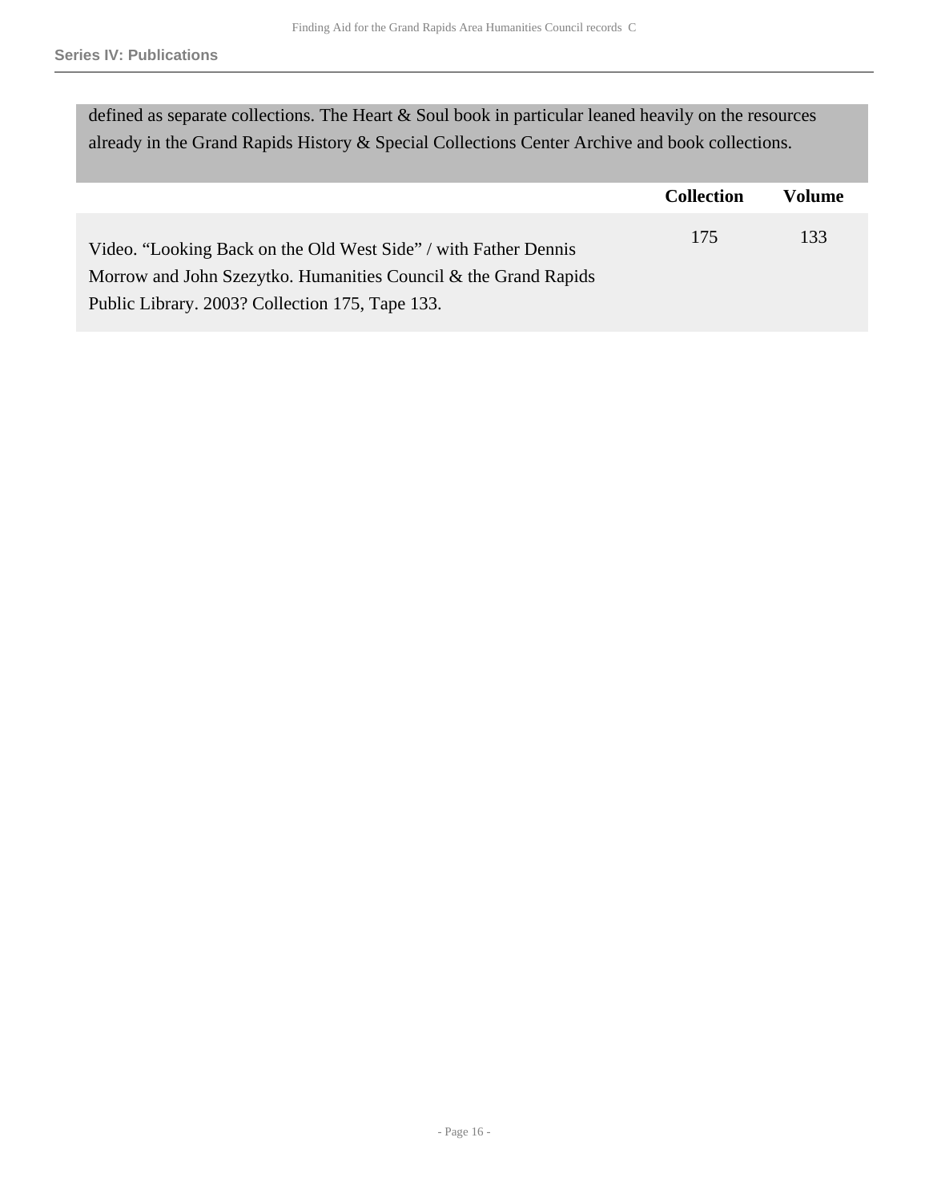defined as separate collections. The Heart & Soul book in particular leaned heavily on the resources already in the Grand Rapids History & Special Collections Center Archive and book collections.

| | Collection | Volume |
|---|---|---|
| Video. “Looking Back on the Old West Side” / with Father Dennis Morrow and John Szezytko. Humanities Council & the Grand Rapids Public Library. 2003? Collection 175, Tape 133. | 175 | 133 |